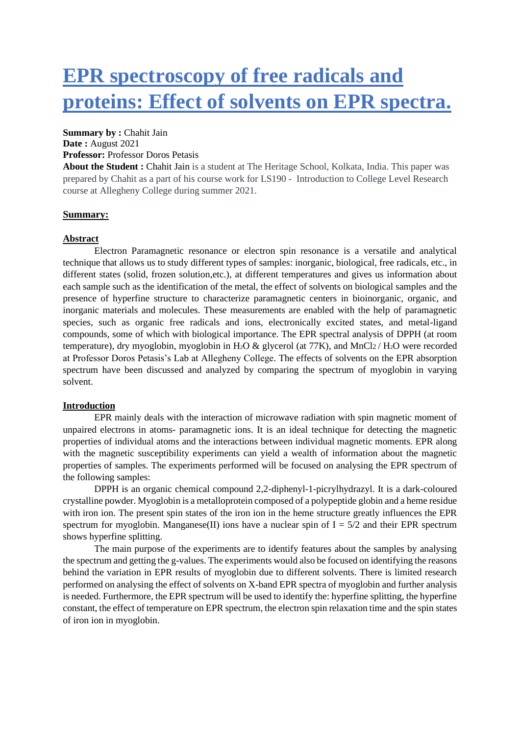# EPR spectroscopy of free radicals and proteins: Effect of solvents on EPR spectra.

**Summary by :** Chahit Jain
**Date :** August 2021
**Professor:** Professor Doros Petasis
**About the Student :** Chahit Jain is a student at The Heritage School, Kolkata, India. This paper was prepared by Chahit as a part of his course work for LS190 - Introduction to College Level Research course at Allegheny College during summer 2021.

## Summary:

### Abstract

Electron Paramagnetic resonance or electron spin resonance is a versatile and analytical technique that allows us to study different types of samples: inorganic, biological, free radicals, etc., in different states (solid, frozen solution,etc.), at different temperatures and gives us information about each sample such as the identification of the metal, the effect of solvents on biological samples and the presence of hyperfine structure to characterize paramagnetic centers in bioinorganic, organic, and inorganic materials and molecules. These measurements are enabled with the help of paramagnetic species, such as organic free radicals and ions, electronically excited states, and metal-ligand compounds, some of which with biological importance. The EPR spectral analysis of DPPH (at room temperature), dry myoglobin, myoglobin in $H_2O$ & glycerol (at 77K), and $MnCl_2$ / $H_2O$ were recorded at Professor Doros Petasis's Lab at Allegheny College. The effects of solvents on the EPR absorption spectrum have been discussed and analyzed by comparing the spectrum of myoglobin in varying solvent.

### Introduction

EPR mainly deals with the interaction of microwave radiation with spin magnetic moment of unpaired electrons in atoms- paramagnetic ions. It is an ideal technique for detecting the magnetic properties of individual atoms and the interactions between individual magnetic moments. EPR along with the magnetic susceptibility experiments can yield a wealth of information about the magnetic properties of samples. The experiments performed will be focused on analysing the EPR spectrum of the following samples:

DPPH is an organic chemical compound 2,2-diphenyl-1-picrylhydrazyl. It is a dark-coloured crystalline powder. Myoglobin is a metalloprotein composed of a polypeptide globin and a heme residue with iron ion. The present spin states of the iron ion in the heme structure greatly influences the EPR spectrum for myoglobin. Manganese(II) ions have a nuclear spin of $I = 5/2$ and their EPR spectrum shows hyperfine splitting.

The main purpose of the experiments are to identify features about the samples by analysing the spectrum and getting the g-values. The experiments would also be focused on identifying the reasons behind the variation in EPR results of myoglobin due to different solvents. There is limited research performed on analysing the effect of solvents on X-band EPR spectra of myoglobin and further analysis is needed. Furthermore, the EPR spectrum will be used to identify the: hyperfine splitting, the hyperfine constant, the effect of temperature on EPR spectrum, the electron spin relaxation time and the spin states of iron ion in myoglobin.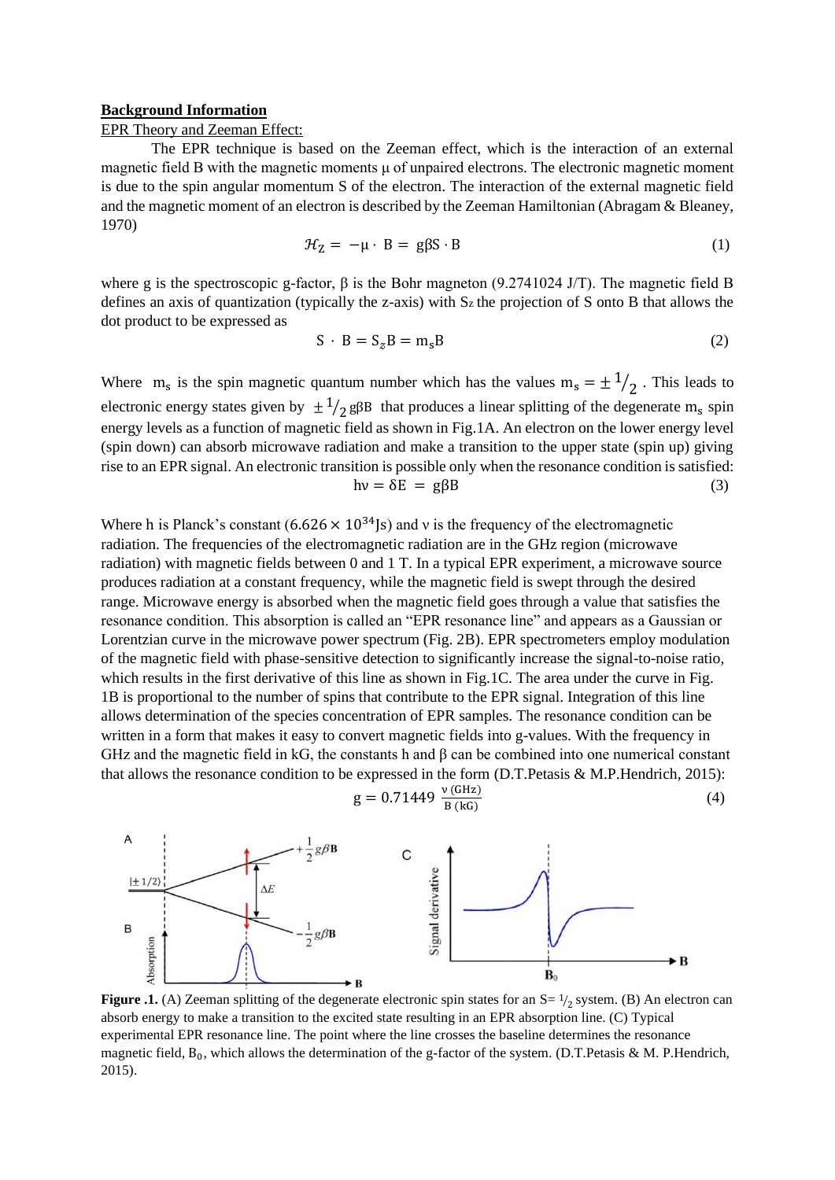**Background Information**

EPR Theory and Zeeman Effect:

The EPR technique is based on the Zeeman effect, which is the interaction of an external magnetic field B with the magnetic moments μ of unpaired electrons. The electronic magnetic moment is due to the spin angular momentum S of the electron. The interaction of the external magnetic field and the magnetic moment of an electron is described by the Zeeman Hamiltonian (Abragam & Bleaney, 1970)

$$\mathcal{H}_Z = -\mu \cdot B = g\beta S \cdot B \tag{1}$$

where g is the spectroscopic g-factor, β is the Bohr magneton (9.2741024 J/T). The magnetic field B defines an axis of quantization (typically the z-axis) with $S_z$ the projection of S onto B that allows the dot product to be expressed as

$$S \cdot B = S_z B = m_s B \tag{2}$$

Where $m_s$ is the spin magnetic quantum number which has the values $m_s = \pm {}^{1}\!/_{2}$ . This leads to electronic energy states given by $\pm {}^{1}\!/_{2}\, g\beta B$ that produces a linear splitting of the degenerate $m_s$ spin energy levels as a function of magnetic field as shown in Fig.1A. An electron on the lower energy level (spin down) can absorb microwave radiation and make a transition to the upper state (spin up) giving rise to an EPR signal. An electronic transition is possible only when the resonance condition is satisfied:

$$h\nu = \delta E = g\beta B \tag{3}$$

Where h is Planck's constant ($6.626 \times 10^{34}$Js) and ν is the frequency of the electromagnetic radiation. The frequencies of the electromagnetic radiation are in the GHz region (microwave radiation) with magnetic fields between 0 and 1 T. In a typical EPR experiment, a microwave source produces radiation at a constant frequency, while the magnetic field is swept through the desired range. Microwave energy is absorbed when the magnetic field goes through a value that satisfies the resonance condition. This absorption is called an "EPR resonance line" and appears as a Gaussian or Lorentzian curve in the microwave power spectrum (Fig. 2B). EPR spectrometers employ modulation of the magnetic field with phase-sensitive detection to significantly increase the signal-to-noise ratio, which results in the first derivative of this line as shown in Fig.1C. The area under the curve in Fig. 1B is proportional to the number of spins that contribute to the EPR signal. Integration of this line allows determination of the species concentration of EPR samples. The resonance condition can be written in a form that makes it easy to convert magnetic fields into g-values. With the frequency in GHz and the magnetic field in kG, the constants h and β can be combined into one numerical constant that allows the resonance condition to be expressed in the form (D.T.Petasis & M.P.Hendrich, 2015):

$$g = 0.71449\ \frac{\nu\ (\text{GHz})}{B\ (\text{kG})} \tag{4}$$

**Figure .1.** (A) Zeeman splitting of the degenerate electronic spin states for an S= ${}^{1}\!/_{2}$ system. (B) An electron can absorb energy to make a transition to the excited state resulting in an EPR absorption line. (C) Typical experimental EPR resonance line. The point where the line crosses the baseline determines the resonance magnetic field, $B_0$, which allows the determination of the g-factor of the system. (D.T.Petasis & M. P.Hendrich, 2015).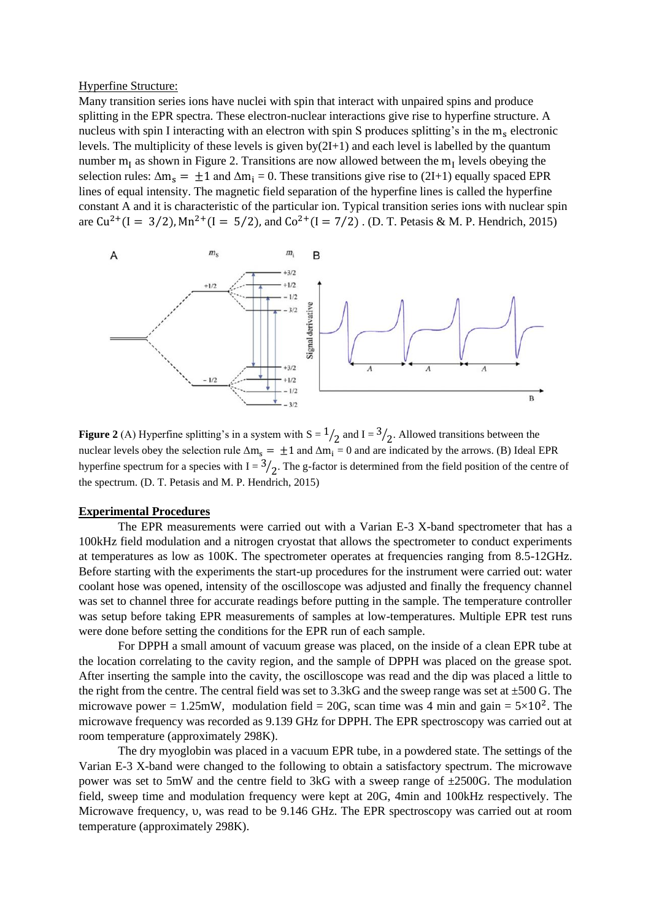Hyperfine Structure:

Many transition series ions have nuclei with spin that interact with unpaired spins and produce splitting in the EPR spectra. These electron-nuclear interactions give rise to hyperfine structure. A nucleus with spin I interacting with an electron with spin S produces splitting's in the $m_s$ electronic levels. The multiplicity of these levels is given by(2I+1) and each level is labelled by the quantum number $m_I$ as shown in Figure 2. Transitions are now allowed between the $m_I$ levels obeying the selection rules: $\Delta m_s = \pm 1$ and $\Delta m_i = 0$. These transitions give rise to (2I+1) equally spaced EPR lines of equal intensity. The magnetic field separation of the hyperfine lines is called the hyperfine constant A and it is characteristic of the particular ion. Typical transition series ions with nuclear spin are $Cu^{2+}(I = 3/2)$, $Mn^{2+}(I = 5/2)$, and $Co^{2+}(I = 7/2)$ . (D. T. Petasis & M. P. Hendrich, 2015)

**Figure 2** (A) Hyperfine splitting's in a system with $S = ^1/_2$ and $I = ^3/_2$. Allowed transitions between the nuclear levels obey the selection rule $\Delta m_s = \pm 1$ and $\Delta m_i = 0$ and are indicated by the arrows. (B) Ideal EPR hyperfine spectrum for a species with $I = ^3/_2$. The g-factor is determined from the field position of the centre of the spectrum. (D. T. Petasis and M. P. Hendrich, 2015)

## Experimental Procedures

The EPR measurements were carried out with a Varian E-3 X-band spectrometer that has a 100kHz field modulation and a nitrogen cryostat that allows the spectrometer to conduct experiments at temperatures as low as 100K. The spectrometer operates at frequencies ranging from 8.5-12GHz. Before starting with the experiments the start-up procedures for the instrument were carried out: water coolant hose was opened, intensity of the oscilloscope was adjusted and finally the frequency channel was set to channel three for accurate readings before putting in the sample. The temperature controller was setup before taking EPR measurements of samples at low-temperatures. Multiple EPR test runs were done before setting the conditions for the EPR run of each sample.

For DPPH a small amount of vacuum grease was placed, on the inside of a clean EPR tube at the location correlating to the cavity region, and the sample of DPPH was placed on the grease spot. After inserting the sample into the cavity, the oscilloscope was read and the dip was placed a little to the right from the centre. The central field was set to 3.3kG and the sweep range was set at ±500 G. The microwave power = 1.25mW, modulation field = 20G, scan time was 4 min and gain = $5\times10^2$. The microwave frequency was recorded as 9.139 GHz for DPPH. The EPR spectroscopy was carried out at room temperature (approximately 298K).

The dry myoglobin was placed in a vacuum EPR tube, in a powdered state. The settings of the Varian E-3 X-band were changed to the following to obtain a satisfactory spectrum. The microwave power was set to 5mW and the centre field to 3kG with a sweep range of ±2500G. The modulation field, sweep time and modulation frequency were kept at 20G, 4min and 100kHz respectively. The Microwave frequency, $\upsilon$, was read to be 9.146 GHz. The EPR spectroscopy was carried out at room temperature (approximately 298K).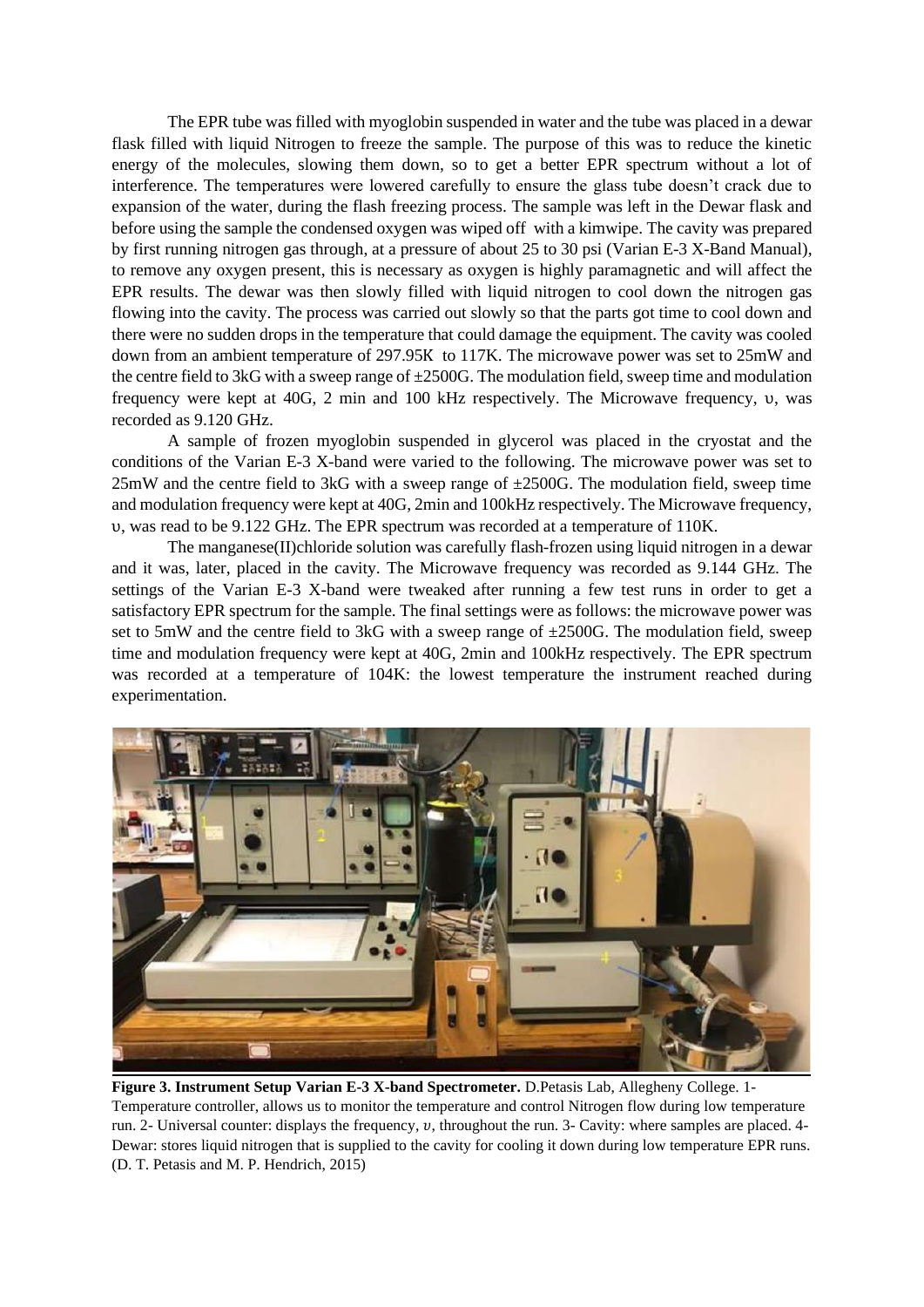The EPR tube was filled with myoglobin suspended in water and the tube was placed in a dewar flask filled with liquid Nitrogen to freeze the sample. The purpose of this was to reduce the kinetic energy of the molecules, slowing them down, so to get a better EPR spectrum without a lot of interference. The temperatures were lowered carefully to ensure the glass tube doesn't crack due to expansion of the water, during the flash freezing process. The sample was left in the Dewar flask and before using the sample the condensed oxygen was wiped off with a kimwipe. The cavity was prepared by first running nitrogen gas through, at a pressure of about 25 to 30 psi (Varian E-3 X-Band Manual), to remove any oxygen present, this is necessary as oxygen is highly paramagnetic and will affect the EPR results. The dewar was then slowly filled with liquid nitrogen to cool down the nitrogen gas flowing into the cavity. The process was carried out slowly so that the parts got time to cool down and there were no sudden drops in the temperature that could damage the equipment. The cavity was cooled down from an ambient temperature of 297.95K to 117K. The microwave power was set to 25mW and the centre field to 3kG with a sweep range of ±2500G. The modulation field, sweep time and modulation frequency were kept at 40G, 2 min and 100 kHz respectively. The Microwave frequency, $\upsilon$, was recorded as 9.120 GHz.

A sample of frozen myoglobin suspended in glycerol was placed in the cryostat and the conditions of the Varian E-3 X-band were varied to the following. The microwave power was set to 25mW and the centre field to 3kG with a sweep range of ±2500G. The modulation field, sweep time and modulation frequency were kept at 40G, 2min and 100kHz respectively. The Microwave frequency, $\upsilon$, was read to be 9.122 GHz. The EPR spectrum was recorded at a temperature of 110K.

The manganese(II)chloride solution was carefully flash-frozen using liquid nitrogen in a dewar and it was, later, placed in the cavity. The Microwave frequency was recorded as 9.144 GHz. The settings of the Varian E-3 X-band were tweaked after running a few test runs in order to get a satisfactory EPR spectrum for the sample. The final settings were as follows: the microwave power was set to 5mW and the centre field to 3kG with a sweep range of ±2500G. The modulation field, sweep time and modulation frequency were kept at 40G, 2min and 100kHz respectively. The EPR spectrum was recorded at a temperature of 104K: the lowest temperature the instrument reached during experimentation.

**Figure 3. Instrument Setup Varian E-3 X-band Spectrometer.** D.Petasis Lab, Allegheny College. 1- Temperature controller, allows us to monitor the temperature and control Nitrogen flow during low temperature run. 2- Universal counter: displays the frequency, $\upsilon$, throughout the run. 3- Cavity: where samples are placed. 4- Dewar: stores liquid nitrogen that is supplied to the cavity for cooling it down during low temperature EPR runs. (D. T. Petasis and M. P. Hendrich, 2015)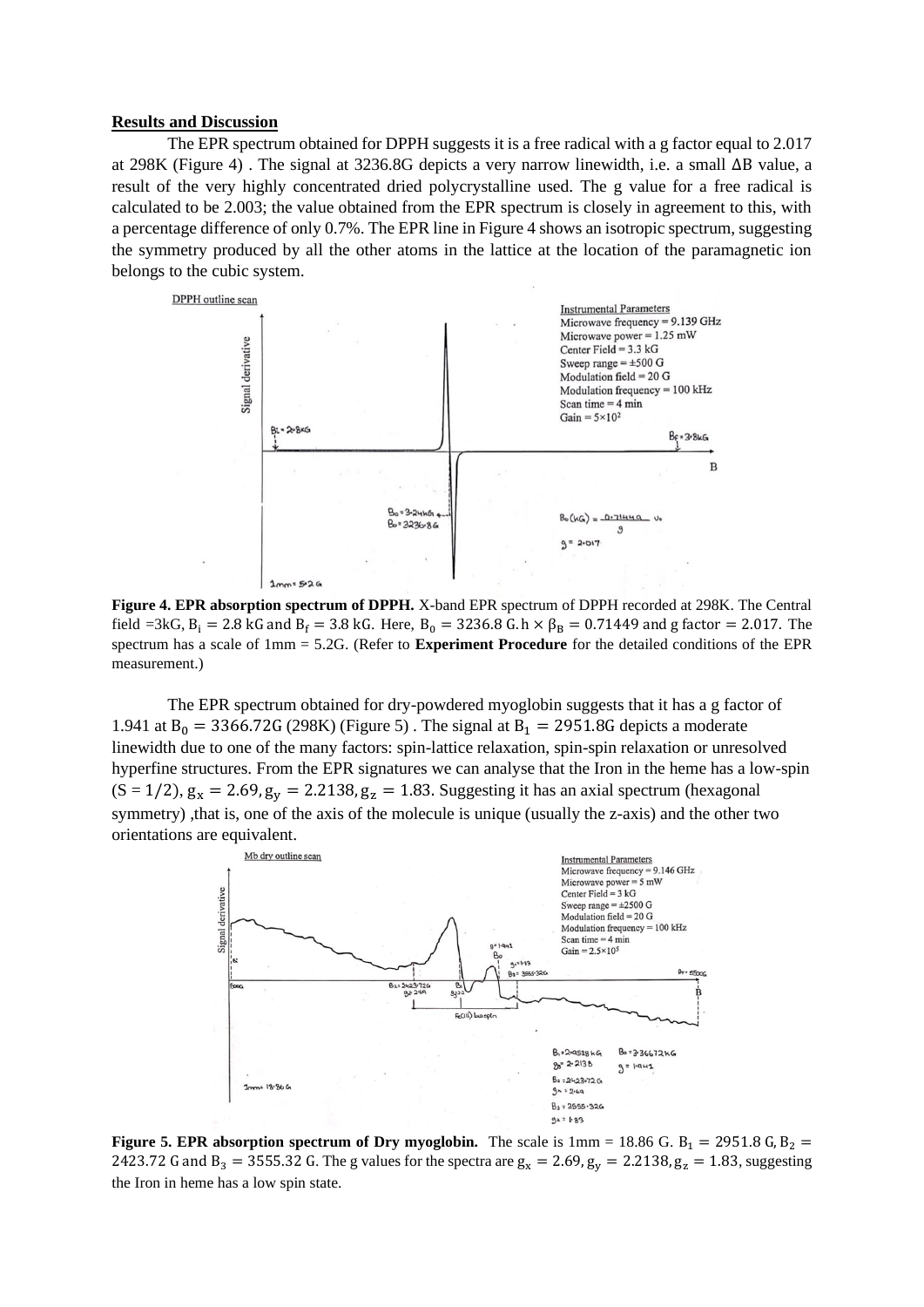## Results and Discussion

The EPR spectrum obtained for DPPH suggests it is a free radical with a g factor equal to 2.017 at 298K (Figure 4) . The signal at 3236.8G depicts a very narrow linewidth, i.e. a small $\Delta B$ value, a result of the very highly concentrated dried polycrystalline used. The g value for a free radical is calculated to be 2.003; the value obtained from the EPR spectrum is closely in agreement to this, with a percentage difference of only 0.7%. The EPR line in Figure 4 shows an isotropic spectrum, suggesting the symmetry produced by all the other atoms in the lattice at the location of the paramagnetic ion belongs to the cubic system.

**Figure 4. EPR absorption spectrum of DPPH.** X-band EPR spectrum of DPPH recorded at 298K. The Central field =3kG, $B_i = 2.8$ kG and $B_f = 3.8$ kG. Here, $B_0 = 3236.8$ G. $h \times \beta_B = 0.71449$ and g factor $= 2.017$. The spectrum has a scale of 1mm = 5.2G. (Refer to **Experiment Procedure** for the detailed conditions of the EPR measurement.)

The EPR spectrum obtained for dry-powdered myoglobin suggests that it has a g factor of 1.941 at $B_0 = 3366.72$G (298K) (Figure 5) . The signal at $B_1 = 2951.8$G depicts a moderate linewidth due to one of the many factors: spin-lattice relaxation, spin-spin relaxation or unresolved hyperfine structures. From the EPR signatures we can analyse that the Iron in the heme has a low-spin ($S = 1/2$), $g_x = 2.69, g_y = 2.2138, g_z = 1.83$. Suggesting it has an axial spectrum (hexagonal symmetry) ,that is, one of the axis of the molecule is unique (usually the z-axis) and the other two orientations are equivalent.

**Figure 5. EPR absorption spectrum of Dry myoglobin.** The scale is 1mm = 18.86 G. $B_1 = 2951.8$ G, $B_2 = 2423.72$ G and $B_3 = 3555.32$ G. The g values for the spectra are $g_x = 2.69, g_y = 2.2138, g_z = 1.83$, suggesting the Iron in heme has a low spin state.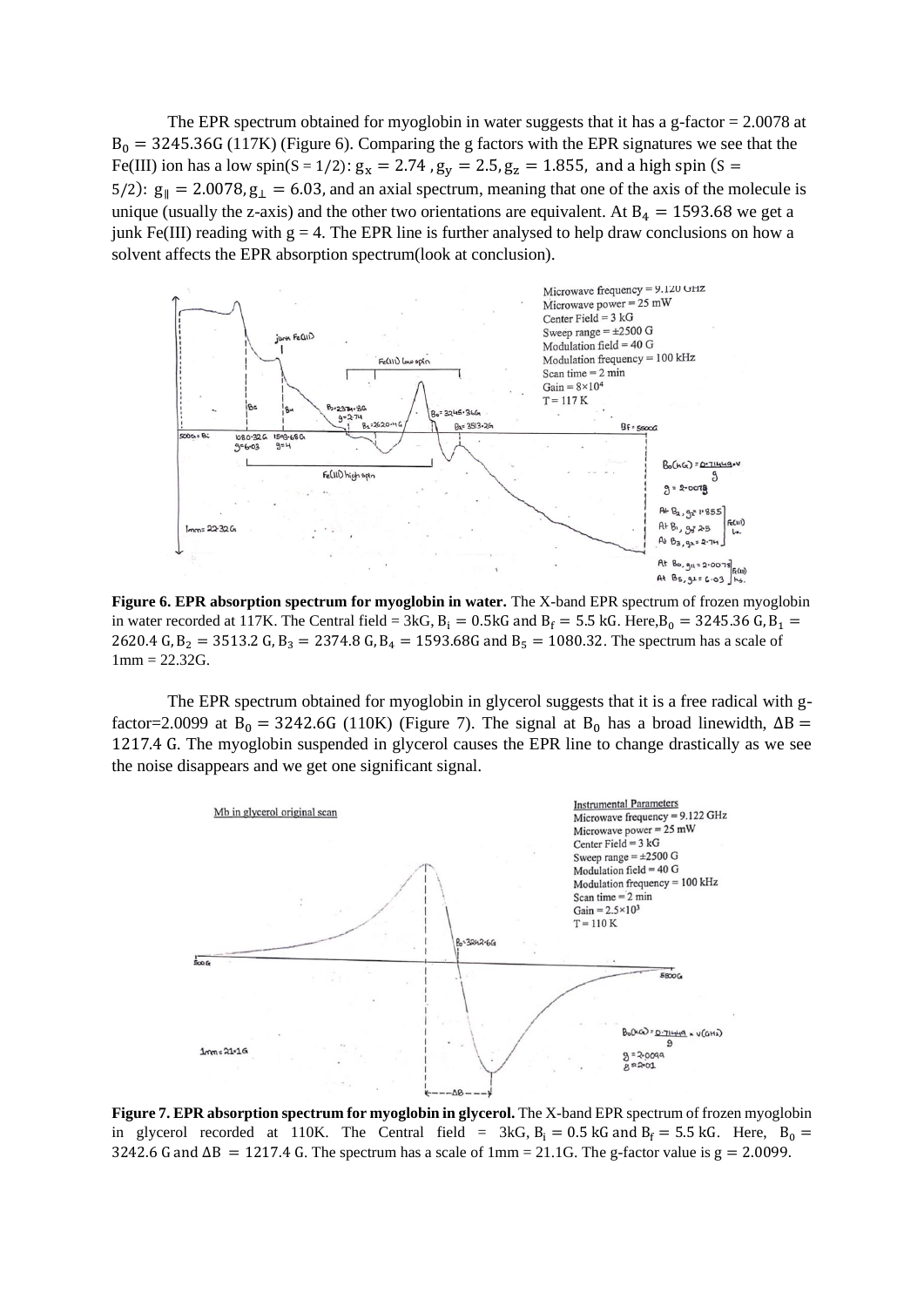The EPR spectrum obtained for myoglobin in water suggests that it has a g-factor = 2.0078 at $B_0 = 3245.36\text{G}$ (117K) (Figure 6). Comparing the g factors with the EPR signatures we see that the Fe(III) ion has a low spin($S = 1/2$): $g_x = 2.74$ , $g_y = 2.5$, $g_z = 1.855$, and a high spin ($S = 5/2$): $g_{\parallel} = 2.0078$, $g_{\perp} = 6.03$, and an axial spectrum, meaning that one of the axis of the molecule is unique (usually the z-axis) and the other two orientations are equivalent. At $B_4 = 1593.68$ we get a junk Fe(III) reading with g = 4. The EPR line is further analysed to help draw conclusions on how a solvent affects the EPR absorption spectrum(look at conclusion).

**Figure 6. EPR absorption spectrum for myoglobin in water.** The X-band EPR spectrum of frozen myoglobin in water recorded at 117K. The Central field = 3kG, $B_i = 0.5\text{kG}$ and $B_f = 5.5$ kG. Here, $B_0 = 3245.36$ G, $B_1 = 2620.4$ G, $B_2 = 3513.2$ G, $B_3 = 2374.8$ G, $B_4 = 1593.68\text{G}$ and $B_5 = 1080.32$. The spectrum has a scale of 1mm = 22.32G.

The EPR spectrum obtained for myoglobin in glycerol suggests that it is a free radical with g-factor=2.0099 at $B_0 = 3242.6\text{G}$ (110K) (Figure 7). The signal at $B_0$ has a broad linewidth, $\Delta B = 1217.4$ G. The myoglobin suspended in glycerol causes the EPR line to change drastically as we see the noise disappears and we get one significant signal.

**Figure 7. EPR absorption spectrum for myoglobin in glycerol.** The X-band EPR spectrum of frozen myoglobin in glycerol recorded at 110K. The Central field = 3kG, $B_i = 0.5$ kG and $B_f = 5.5$ kG. Here, $B_0 = 3242.6$ G and $\Delta B = 1217.4$ G. The spectrum has a scale of 1mm = 21.1G. The g-factor value is $g = 2.0099$.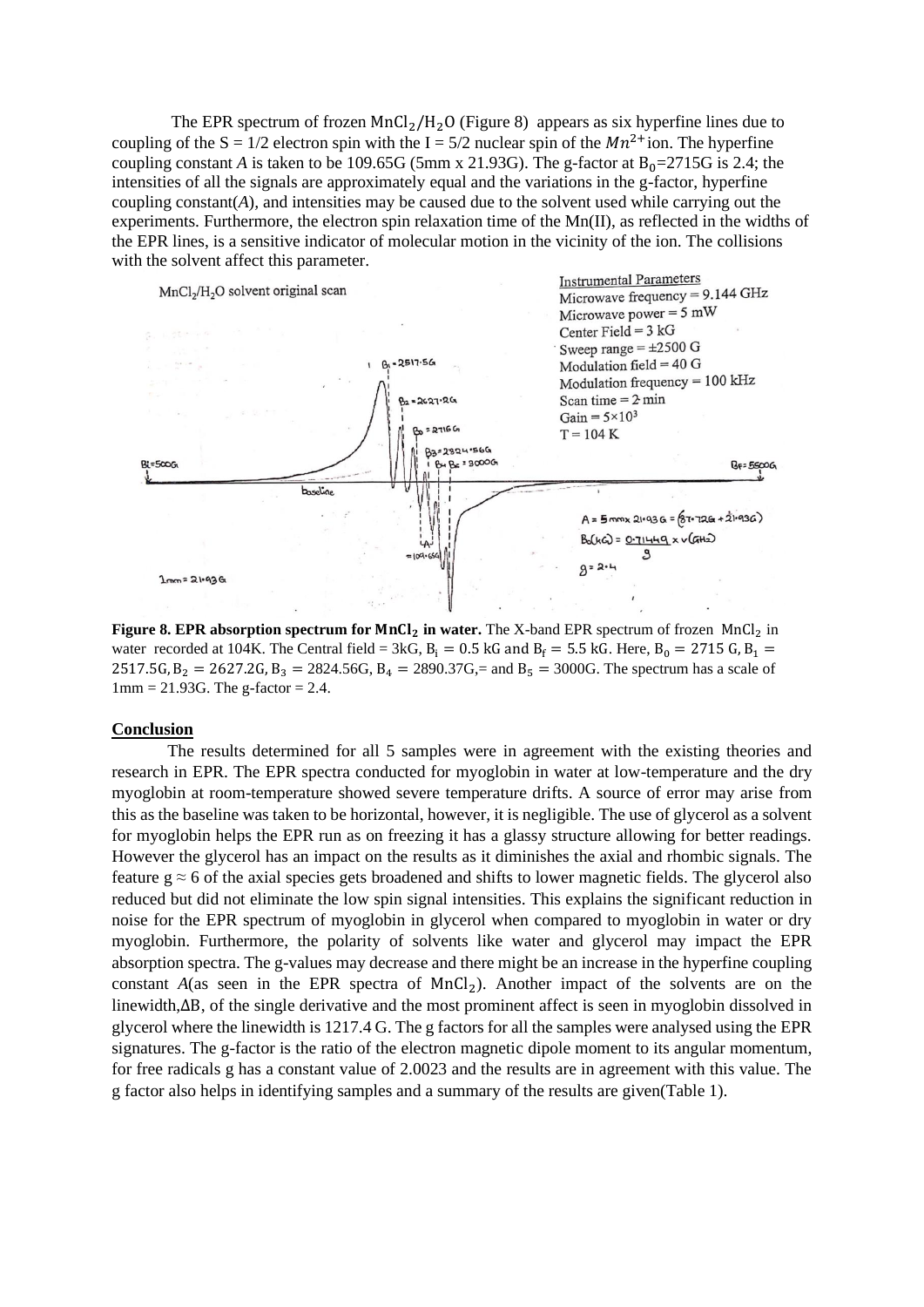The EPR spectrum of frozen $MnCl_2/H_2O$ (Figure 8) appears as six hyperfine lines due to coupling of the S = 1/2 electron spin with the I = 5/2 nuclear spin of the $Mn^{2+}$ ion. The hyperfine coupling constant *A* is taken to be 109.65G (5mm x 21.93G). The g-factor at $B_0$=2715G is 2.4; the intensities of all the signals are approximately equal and the variations in the g-factor, hyperfine coupling constant(*A*), and intensities may be caused due to the solvent used while carrying out the experiments. Furthermore, the electron spin relaxation time of the Mn(II), as reflected in the widths of the EPR lines, is a sensitive indicator of molecular motion in the vicinity of the ion. The collisions with the solvent affect this parameter.

**Figure 8. EPR absorption spectrum for $MnCl_2$ in water.** The X-band EPR spectrum of frozen $MnCl_2$ in water recorded at 104K. The Central field = 3kG, $B_i = 0.5$ kG and $B_f = 5.5$ kG. Here, $B_0 = 2715$ G, $B_1 = 2517.5$G, $B_2 = 2627.2$G, $B_3 = 2824.56$G, $B_4 = 2890.37$G,= and $B_5 = 3000$G. The spectrum has a scale of 1mm = 21.93G. The g-factor = 2.4.

## Conclusion

The results determined for all 5 samples were in agreement with the existing theories and research in EPR. The EPR spectra conducted for myoglobin in water at low-temperature and the dry myoglobin at room-temperature showed severe temperature drifts. A source of error may arise from this as the baseline was taken to be horizontal, however, it is negligible. The use of glycerol as a solvent for myoglobin helps the EPR run as on freezing it has a glassy structure allowing for better readings. However the glycerol has an impact on the results as it diminishes the axial and rhombic signals. The feature $g \approx 6$ of the axial species gets broadened and shifts to lower magnetic fields. The glycerol also reduced but did not eliminate the low spin signal intensities. This explains the significant reduction in noise for the EPR spectrum of myoglobin in glycerol when compared to myoglobin in water or dry myoglobin. Furthermore, the polarity of solvents like water and glycerol may impact the EPR absorption spectra. The g-values may decrease and there might be an increase in the hyperfine coupling constant *A*(as seen in the EPR spectra of $MnCl_2$). Another impact of the solvents are on the linewidth,$\Delta B$, of the single derivative and the most prominent affect is seen in myoglobin dissolved in glycerol where the linewidth is 1217.4 G. The g factors for all the samples were analysed using the EPR signatures. The g-factor is the ratio of the electron magnetic dipole moment to its angular momentum, for free radicals g has a constant value of 2.0023 and the results are in agreement with this value. The g factor also helps in identifying samples and a summary of the results are given(Table 1).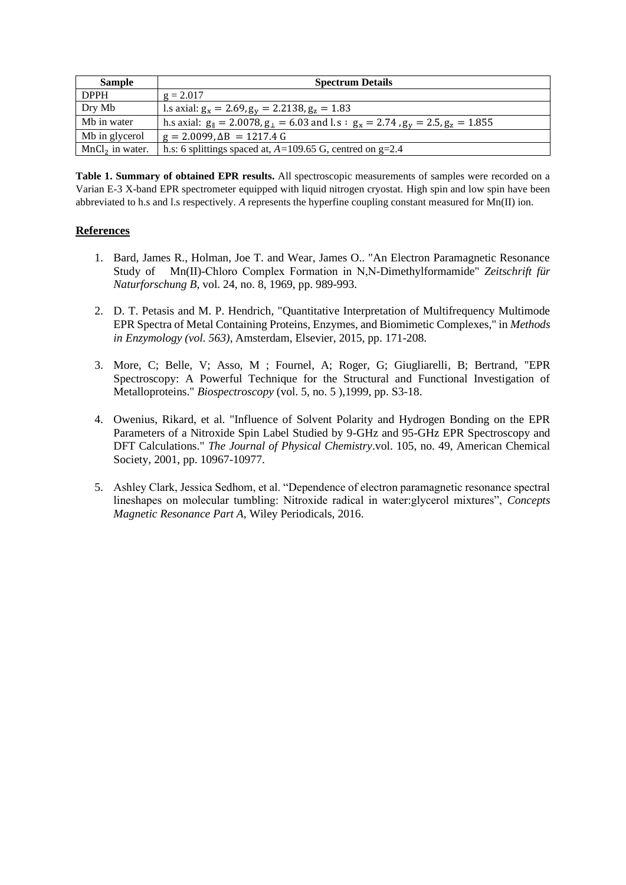| Sample | Spectrum Details |
| --- | --- |
| DPPH | g = 2.017 |
| Dry Mb | l.s axial: $g_x = 2.69, g_y = 2.2138, g_z = 1.83$ |
| Mb in water | h.s axial: $g_\parallel = 2.0078, g_\perp = 6.03$ and l.s : $g_x = 2.74, g_y = 2.5, g_z = 1.855$ |
| Mb in glycerol | $g = 2.0099, \Delta B = 1217.4$ G |
| $MnCl_2$ in water. | h.s: 6 splittings spaced at, *A*=109.65 G, centred on g=2.4 |

**Table 1. Summary of obtained EPR results.** All spectroscopic measurements of samples were recorded on a Varian E-3 X-band EPR spectrometer equipped with liquid nitrogen cryostat. High spin and low spin have been abbreviated to h.s and l.s respectively. *A* represents the hyperfine coupling constant measured for Mn(II) ion.

## References

1. Bard, James R., Holman, Joe T. and Wear, James O.. "An Electron Paramagnetic Resonance Study of Mn(II)-Chloro Complex Formation in N,N-Dimethylformamide" *Zeitschrift für Naturforschung B*, vol. 24, no. 8, 1969, pp. 989-993.

2. D. T. Petasis and M. P. Hendrich, "Quantitative Interpretation of Multifrequency Multimode EPR Spectra of Metal Containing Proteins, Enzymes, and Biomimetic Complexes," in *Methods in Enzymology (vol. 563)*, Amsterdam, Elsevier, 2015, pp. 171-208.

3. More, C; Belle, V; Asso, M ; Fournel, A; Roger, G; Giugliarelli, B; Bertrand, "EPR Spectroscopy: A Powerful Technique for the Structural and Functional Investigation of Metalloproteins." *Biospectroscopy* (vol. 5, no. 5 ),1999, pp. S3-18.

4. Owenius, Rikard, et al. "Influence of Solvent Polarity and Hydrogen Bonding on the EPR Parameters of a Nitroxide Spin Label Studied by 9-GHz and 95-GHz EPR Spectroscopy and DFT Calculations." *The Journal of Physical Chemistry*.vol. 105, no. 49, American Chemical Society, 2001, pp. 10967-10977.

5. Ashley Clark, Jessica Sedhom, et al. "Dependence of electron paramagnetic resonance spectral lineshapes on molecular tumbling: Nitroxide radical in water:glycerol mixtures", *Concepts Magnetic Resonance Part A*, Wiley Periodicals, 2016.